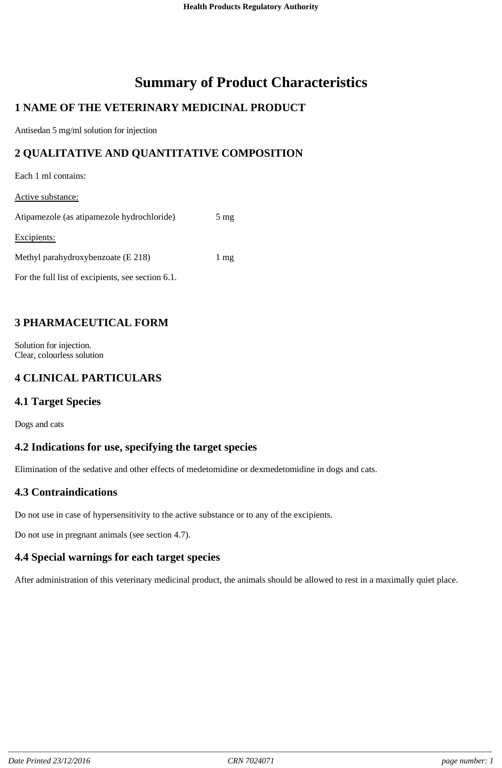# Summary of Product Characteristics

## 1 NAME OF THE VETERINARY MEDICINAL PRODUCT

Antisedan 5 mg/ml solution for injection

## 2 QUALITATIVE AND QUANTITATIVE COMPOSITION

Each 1 ml contains:

Active substance:

Atipamezole (as atipamezole hydrochloride) 5 mg

Excipients:

Methyl parahydroxybenzoate (E 218) 1 mg

For the full list of excipients, see section 6.1.

## 3 PHARMACEUTICAL FORM

Solution for injection.
Clear, colourless solution

## 4 CLINICAL PARTICULARS

### 4.1 Target Species

Dogs and cats

### 4.2 Indications for use, specifying the target species

Elimination of the sedative and other effects of medetomidine or dexmedetomidine in dogs and cats.

### 4.3 Contraindications

Do not use in case of hypersensitivity to the active substance or to any of the excipients.

Do not use in pregnant animals (see section 4.7).

### 4.4 Special warnings for each target species

After administration of this veterinary medicinal product, the animals should be allowed to rest in a maximally quiet place.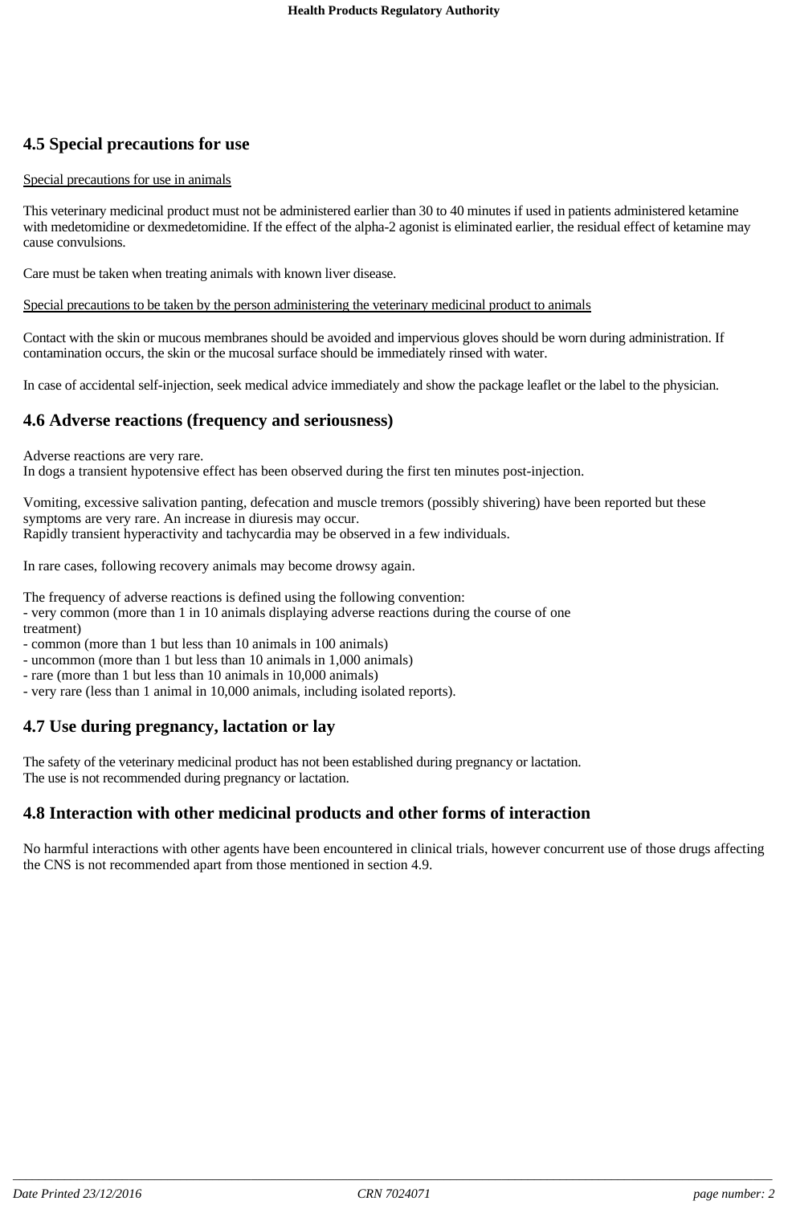## 4.5 Special precautions for use

Special precautions for use in animals

This veterinary medicinal product must not be administered earlier than 30 to 40 minutes if used in patients administered ketamine with medetomidine or dexmedetomidine. If the effect of the alpha-2 agonist is eliminated earlier, the residual effect of ketamine may cause convulsions.

Care must be taken when treating animals with known liver disease.

Special precautions to be taken by the person administering the veterinary medicinal product to animals

Contact with the skin or mucous membranes should be avoided and impervious gloves should be worn during administration. If contamination occurs, the skin or the mucosal surface should be immediately rinsed with water.

In case of accidental self-injection, seek medical advice immediately and show the package leaflet or the label to the physician.

## 4.6 Adverse reactions (frequency and seriousness)

Adverse reactions are very rare.
In dogs a transient hypotensive effect has been observed during the first ten minutes post-injection.

Vomiting, excessive salivation panting, defecation and muscle tremors (possibly shivering) have been reported but these symptoms are very rare. An increase in diuresis may occur.
Rapidly transient hyperactivity and tachycardia may be observed in a few individuals.

In rare cases, following recovery animals may become drowsy again.

The frequency of adverse reactions is defined using the following convention:
- very common (more than 1 in 10 animals displaying adverse reactions during the course of one treatment)
- common (more than 1 but less than 10 animals in 100 animals)
- uncommon (more than 1 but less than 10 animals in 1,000 animals)
- rare (more than 1 but less than 10 animals in 10,000 animals)
- very rare (less than 1 animal in 10,000 animals, including isolated reports).

## 4.7 Use during pregnancy, lactation or lay

The safety of the veterinary medicinal product has not been established during pregnancy or lactation.
The use is not recommended during pregnancy or lactation.

## 4.8 Interaction with other medicinal products and other forms of interaction

No harmful interactions with other agents have been encountered in clinical trials, however concurrent use of those drugs affecting the CNS is not recommended apart from those mentioned in section 4.9.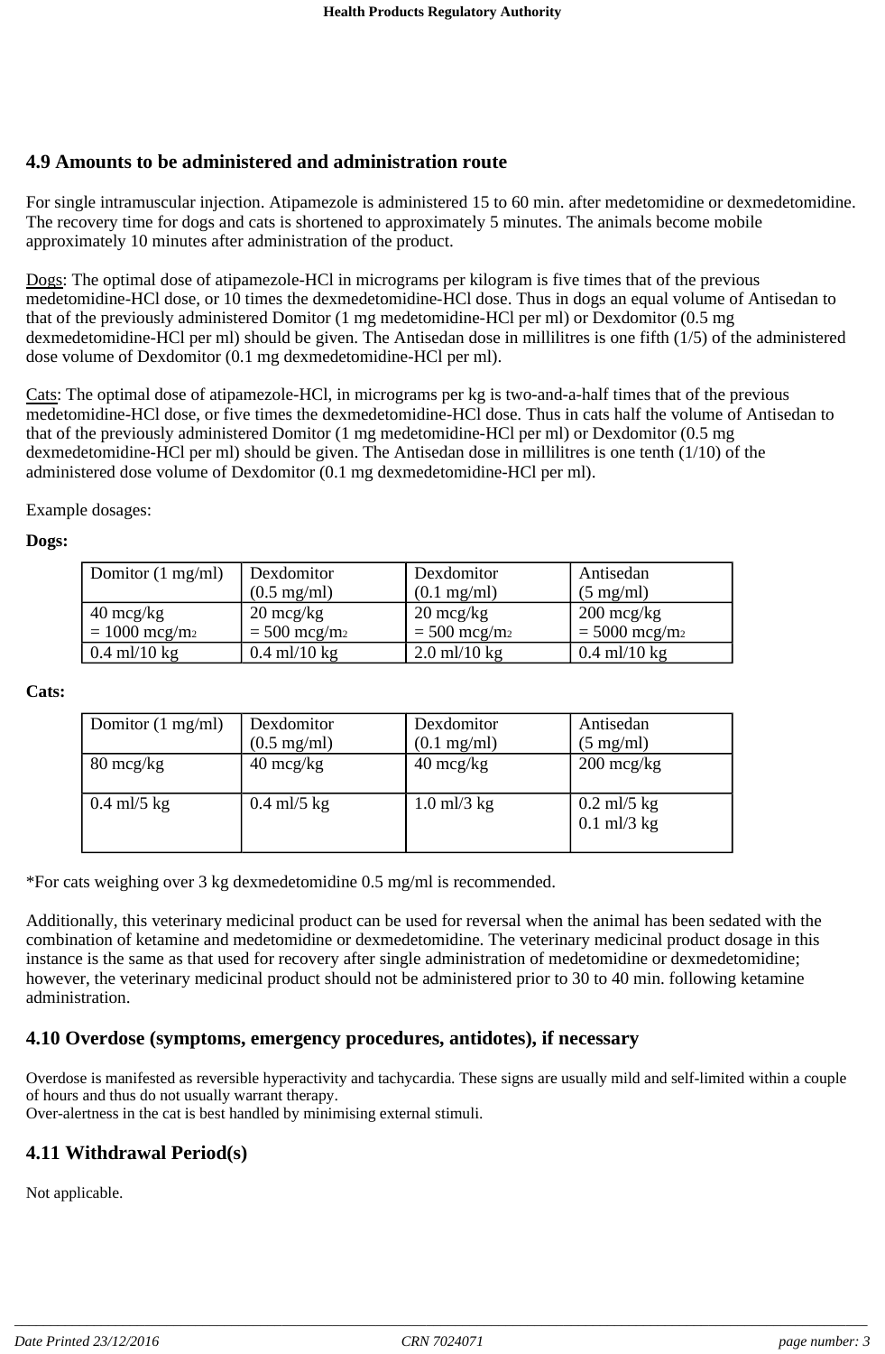## 4.9 Amounts to be administered and administration route

For single intramuscular injection. Atipamezole is administered 15 to 60 min. after medetomidine or dexmedetomidine. The recovery time for dogs and cats is shortened to approximately 5 minutes. The animals become mobile approximately 10 minutes after administration of the product.

Dogs: The optimal dose of atipamezole-HCl in micrograms per kilogram is five times that of the previous medetomidine-HCl dose, or 10 times the dexmedetomidine-HCl dose. Thus in dogs an equal volume of Antisedan to that of the previously administered Domitor (1 mg medetomidine-HCl per ml) or Dexdomitor (0.5 mg dexmedetomidine-HCl per ml) should be given. The Antisedan dose in millilitres is one fifth (1/5) of the administered dose volume of Dexdomitor (0.1 mg dexmedetomidine-HCl per ml).

Cats: The optimal dose of atipamezole-HCl, in micrograms per kg is two-and-a-half times that of the previous medetomidine-HCl dose, or five times the dexmedetomidine-HCl dose. Thus in cats half the volume of Antisedan to that of the previously administered Domitor (1 mg medetomidine-HCl per ml) or Dexdomitor (0.5 mg dexmedetomidine-HCl per ml) should be given. The Antisedan dose in millilitres is one tenth (1/10) of the administered dose volume of Dexdomitor (0.1 mg dexmedetomidine-HCl per ml).

Example dosages:

**Dogs:**

| Domitor (1 mg/ml) | Dexdomitor (0.5 mg/ml) | Dexdomitor (0.1 mg/ml) | Antisedan (5 mg/ml) |
|---|---|---|---|
| 40 mcg/kg = 1000 mcg/$m^2$ | 20 mcg/kg = 500 mcg/$m^2$ | 20 mcg/kg = 500 mcg/$m^2$ | 200 mcg/kg = 5000 mcg/$m^2$ |
| 0.4 ml/10 kg | 0.4 ml/10 kg | 2.0 ml/10 kg | 0.4 ml/10 kg |

**Cats:**

| Domitor (1 mg/ml) | Dexdomitor (0.5 mg/ml) | Dexdomitor (0.1 mg/ml) | Antisedan (5 mg/ml) |
|---|---|---|---|
| 80 mcg/kg | 40 mcg/kg | 40 mcg/kg | 200 mcg/kg |
| 0.4 ml/5 kg | 0.4 ml/5 kg | 1.0 ml/3 kg | 0.2 ml/5 kg<br>0.1 ml/3 kg |

*For cats weighing over 3 kg dexmedetomidine 0.5 mg/ml is recommended.

Additionally, this veterinary medicinal product can be used for reversal when the animal has been sedated with the combination of ketamine and medetomidine or dexmedetomidine. The veterinary medicinal product dosage in this instance is the same as that used for recovery after single administration of medetomidine or dexmedetomidine; however, the veterinary medicinal product should not be administered prior to 30 to 40 min. following ketamine administration.

## 4.10 Overdose (symptoms, emergency procedures, antidotes), if necessary

Overdose is manifested as reversible hyperactivity and tachycardia. These signs are usually mild and self-limited within a couple of hours and thus do not usually warrant therapy.
Over-alertness in the cat is best handled by minimising external stimuli.

## 4.11 Withdrawal Period(s)

Not applicable.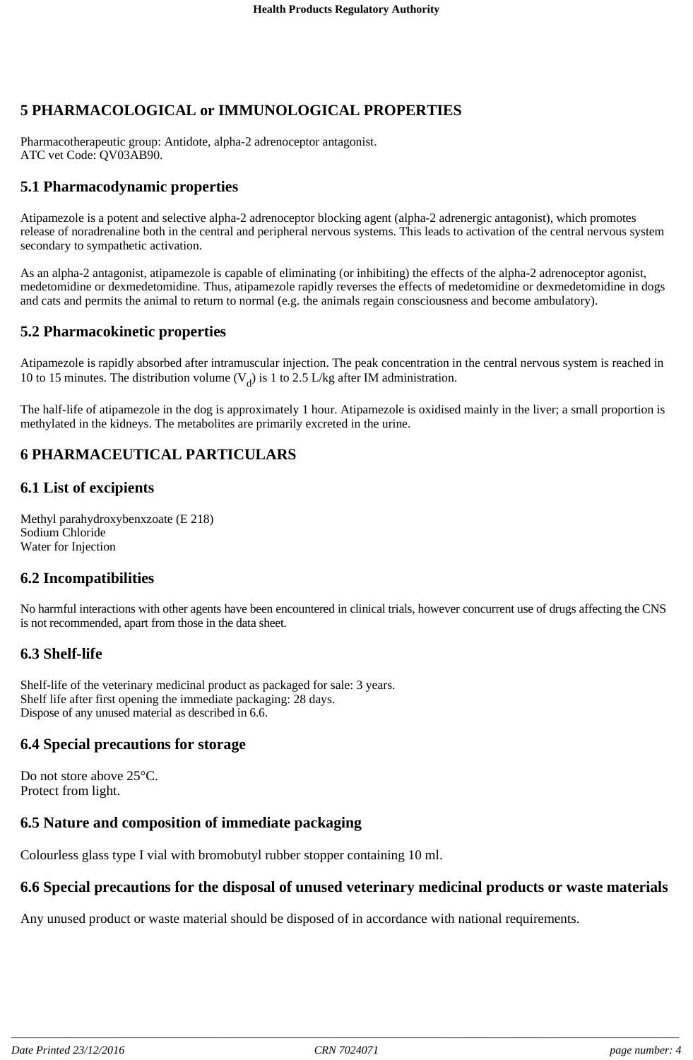# 5 PHARMACOLOGICAL or IMMUNOLOGICAL PROPERTIES

Pharmacotherapeutic group: Antidote, alpha-2 adrenoceptor antagonist.
ATC vet Code: QV03AB90.

## 5.1 Pharmacodynamic properties

Atipamezole is a potent and selective alpha-2 adrenoceptor blocking agent (alpha-2 adrenergic antagonist), which promotes release of noradrenaline both in the central and peripheral nervous systems. This leads to activation of the central nervous system secondary to sympathetic activation.

As an alpha-2 antagonist, atipamezole is capable of eliminating (or inhibiting) the effects of the alpha-2 adrenoceptor agonist, medetomidine or dexmedetomidine. Thus, atipamezole rapidly reverses the effects of medetomidine or dexmedetomidine in dogs and cats and permits the animal to return to normal (e.g. the animals regain consciousness and become ambulatory).

## 5.2 Pharmacokinetic properties

Atipamezole is rapidly absorbed after intramuscular injection. The peak concentration in the central nervous system is reached in 10 to 15 minutes. The distribution volume ($V_d$) is 1 to 2.5 L/kg after IM administration.

The half-life of atipamezole in the dog is approximately 1 hour. Atipamezole is oxidised mainly in the liver; a small proportion is methylated in the kidneys. The metabolites are primarily excreted in the urine.

# 6 PHARMACEUTICAL PARTICULARS

## 6.1 List of excipients

Methyl parahydroxybenxzoate (E 218)
Sodium Chloride
Water for Injection

## 6.2 Incompatibilities

No harmful interactions with other agents have been encountered in clinical trials, however concurrent use of drugs affecting the CNS is not recommended, apart from those in the data sheet.

## 6.3 Shelf-life

Shelf-life of the veterinary medicinal product as packaged for sale: 3 years.
Shelf life after first opening the immediate packaging: 28 days.
Dispose of any unused material as described in 6.6.

## 6.4 Special precautions for storage

Do not store above 25°C.
Protect from light.

## 6.5 Nature and composition of immediate packaging

Colourless glass type I vial with bromobutyl rubber stopper containing 10 ml.

## 6.6 Special precautions for the disposal of unused veterinary medicinal products or waste materials

Any unused product or waste material should be disposed of in accordance with national requirements.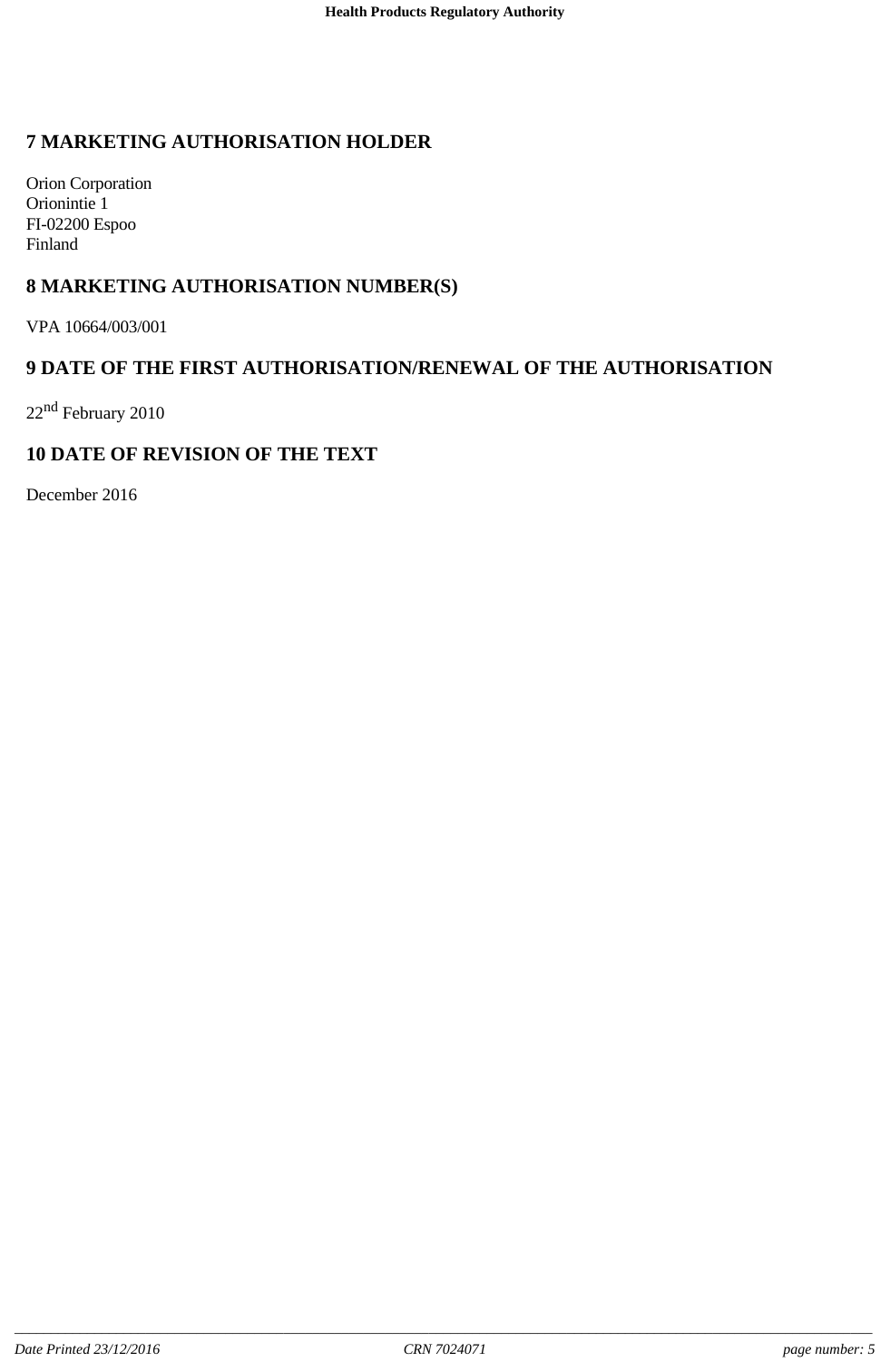## 7 MARKETING AUTHORISATION HOLDER

Orion Corporation
Orionintie 1
FI-02200 Espoo
Finland

## 8 MARKETING AUTHORISATION NUMBER(S)

VPA 10664/003/001

## 9 DATE OF THE FIRST AUTHORISATION/RENEWAL OF THE AUTHORISATION

22nd February 2010

## 10 DATE OF REVISION OF THE TEXT

December 2016